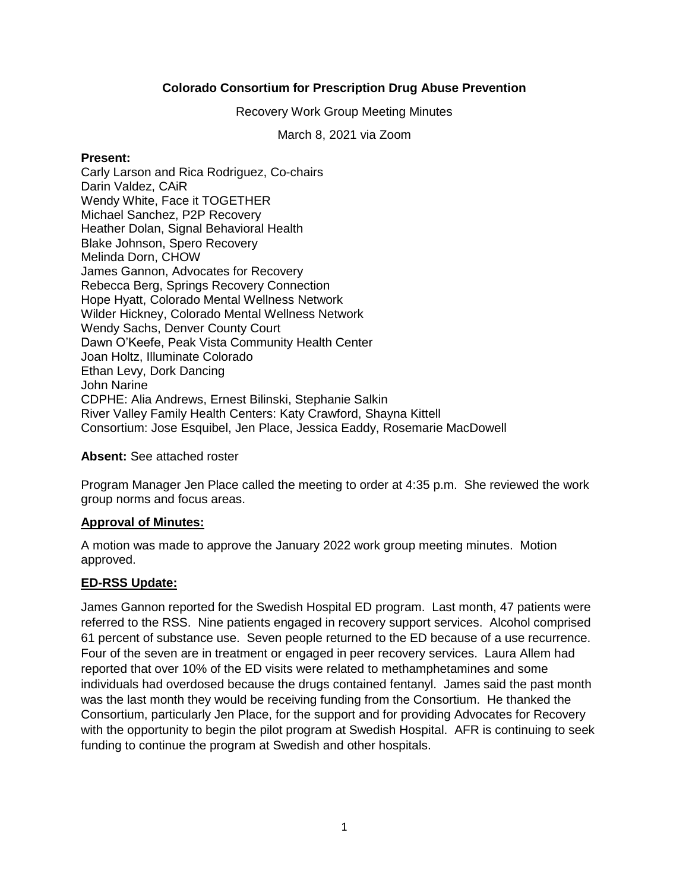**Colorado Consortium for Prescription Drug Abuse Prevention**

Recovery Work Group Meeting Minutes

March 8, 2021 via Zoom

**Present:**
Carly Larson and Rica Rodriguez, Co-chairs
Darin Valdez, CAiR
Wendy White, Face it TOGETHER
Michael Sanchez, P2P Recovery
Heather Dolan, Signal Behavioral Health
Blake Johnson, Spero Recovery
Melinda Dorn, CHOW
James Gannon, Advocates for Recovery
Rebecca Berg, Springs Recovery Connection
Hope Hyatt, Colorado Mental Wellness Network
Wilder Hickney, Colorado Mental Wellness Network
Wendy Sachs, Denver County Court
Dawn O'Keefe, Peak Vista Community Health Center
Joan Holtz, Illuminate Colorado
Ethan Levy, Dork Dancing
John Narine
CDPHE: Alia Andrews, Ernest Bilinski, Stephanie Salkin
River Valley Family Health Centers: Katy Crawford, Shayna Kittell
Consortium: Jose Esquibel, Jen Place, Jessica Eaddy, Rosemarie MacDowell

**Absent:** See attached roster

Program Manager Jen Place called the meeting to order at 4:35 p.m. She reviewed the work group norms and focus areas.

**Approval of Minutes:**

A motion was made to approve the January 2022 work group meeting minutes. Motion approved.

**ED-RSS Update:**

James Gannon reported for the Swedish Hospital ED program. Last month, 47 patients were referred to the RSS. Nine patients engaged in recovery support services. Alcohol comprised 61 percent of substance use. Seven people returned to the ED because of a use recurrence. Four of the seven are in treatment or engaged in peer recovery services. Laura Allem had reported that over 10% of the ED visits were related to methamphetamines and some individuals had overdosed because the drugs contained fentanyl. James said the past month was the last month they would be receiving funding from the Consortium. He thanked the Consortium, particularly Jen Place, for the support and for providing Advocates for Recovery with the opportunity to begin the pilot program at Swedish Hospital. AFR is continuing to seek funding to continue the program at Swedish and other hospitals.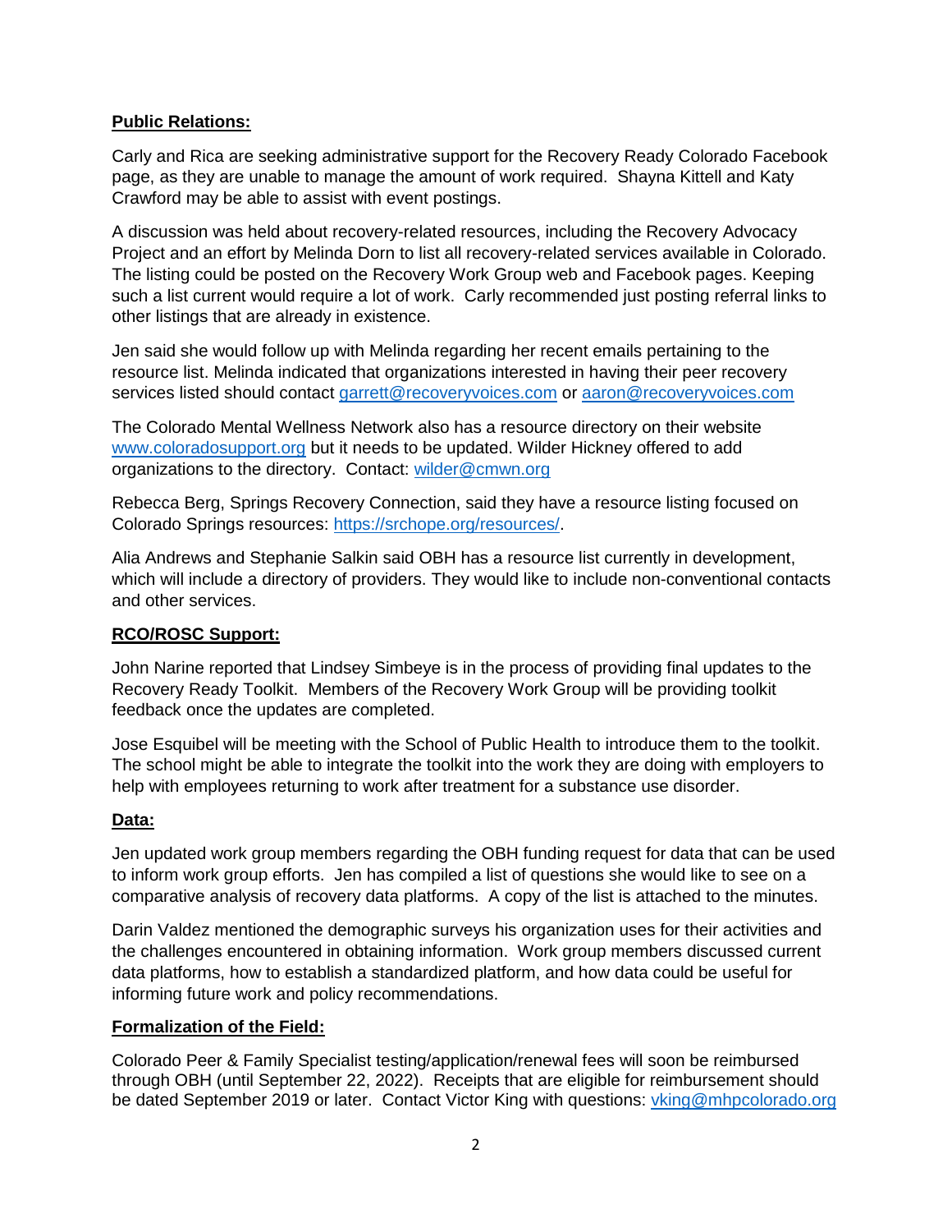**Public Relations:**

Carly and Rica are seeking administrative support for the Recovery Ready Colorado Facebook page, as they are unable to manage the amount of work required. Shayna Kittell and Katy Crawford may be able to assist with event postings.

A discussion was held about recovery-related resources, including the Recovery Advocacy Project and an effort by Melinda Dorn to list all recovery-related services available in Colorado. The listing could be posted on the Recovery Work Group web and Facebook pages. Keeping such a list current would require a lot of work. Carly recommended just posting referral links to other listings that are already in existence.

Jen said she would follow up with Melinda regarding her recent emails pertaining to the resource list. Melinda indicated that organizations interested in having their peer recovery services listed should contact garrett@recoveryvoices.com or aaron@recoveryvoices.com

The Colorado Mental Wellness Network also has a resource directory on their website www.coloradosupport.org but it needs to be updated. Wilder Hickney offered to add organizations to the directory. Contact: wilder@cmwn.org

Rebecca Berg, Springs Recovery Connection, said they have a resource listing focused on Colorado Springs resources: https://srchope.org/resources/.

Alia Andrews and Stephanie Salkin said OBH has a resource list currently in development, which will include a directory of providers. They would like to include non-conventional contacts and other services.

**RCO/ROSC Support:**

John Narine reported that Lindsey Simbeye is in the process of providing final updates to the Recovery Ready Toolkit. Members of the Recovery Work Group will be providing toolkit feedback once the updates are completed.

Jose Esquibel will be meeting with the School of Public Health to introduce them to the toolkit. The school might be able to integrate the toolkit into the work they are doing with employers to help with employees returning to work after treatment for a substance use disorder.

**Data:**

Jen updated work group members regarding the OBH funding request for data that can be used to inform work group efforts. Jen has compiled a list of questions she would like to see on a comparative analysis of recovery data platforms. A copy of the list is attached to the minutes.

Darin Valdez mentioned the demographic surveys his organization uses for their activities and the challenges encountered in obtaining information. Work group members discussed current data platforms, how to establish a standardized platform, and how data could be useful for informing future work and policy recommendations.

**Formalization of the Field:**

Colorado Peer & Family Specialist testing/application/renewal fees will soon be reimbursed through OBH (until September 22, 2022). Receipts that are eligible for reimbursement should be dated September 2019 or later. Contact Victor King with questions: vking@mhpcolorado.org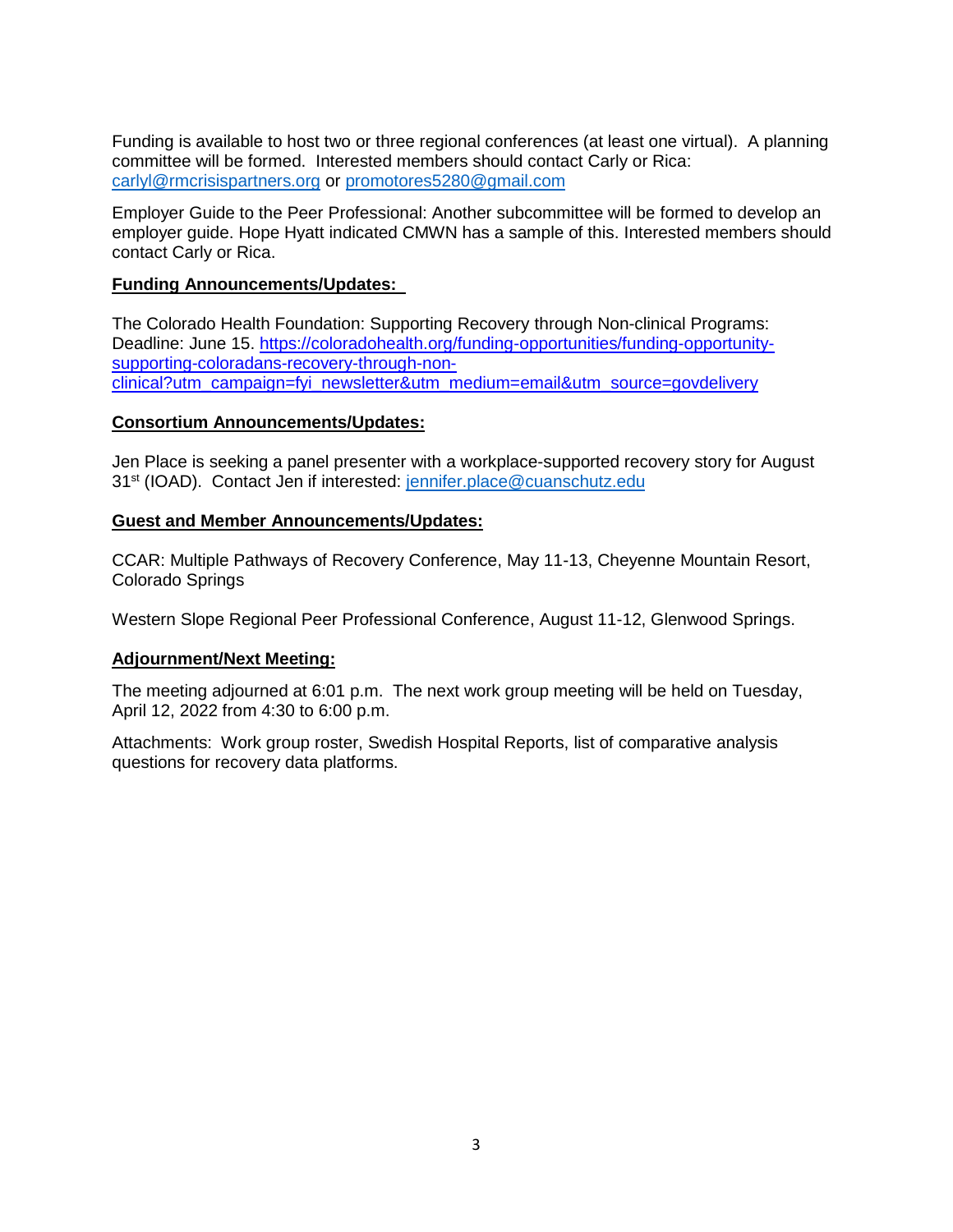Funding is available to host two or three regional conferences (at least one virtual). A planning committee will be formed. Interested members should contact Carly or Rica: carlyl@rmcrisispartners.org or promotores5280@gmail.com

Employer Guide to the Peer Professional: Another subcommittee will be formed to develop an employer guide. Hope Hyatt indicated CMWN has a sample of this. Interested members should contact Carly or Rica.

**Funding Announcements/Updates:**

The Colorado Health Foundation: Supporting Recovery through Non-clinical Programs: Deadline: June 15. https://coloradohealth.org/funding-opportunities/funding-opportunity-supporting-coloradans-recovery-through-non-clinical?utm_campaign=fyi_newsletter&utm_medium=email&utm_source=govdelivery

**Consortium Announcements/Updates:**

Jen Place is seeking a panel presenter with a workplace-supported recovery story for August 31st (IOAD). Contact Jen if interested: jennifer.place@cuanschutz.edu

**Guest and Member Announcements/Updates:**

CCAR: Multiple Pathways of Recovery Conference, May 11-13, Cheyenne Mountain Resort, Colorado Springs

Western Slope Regional Peer Professional Conference, August 11-12, Glenwood Springs.

**Adjournment/Next Meeting:**

The meeting adjourned at 6:01 p.m. The next work group meeting will be held on Tuesday, April 12, 2022 from 4:30 to 6:00 p.m.

Attachments: Work group roster, Swedish Hospital Reports, list of comparative analysis questions for recovery data platforms.